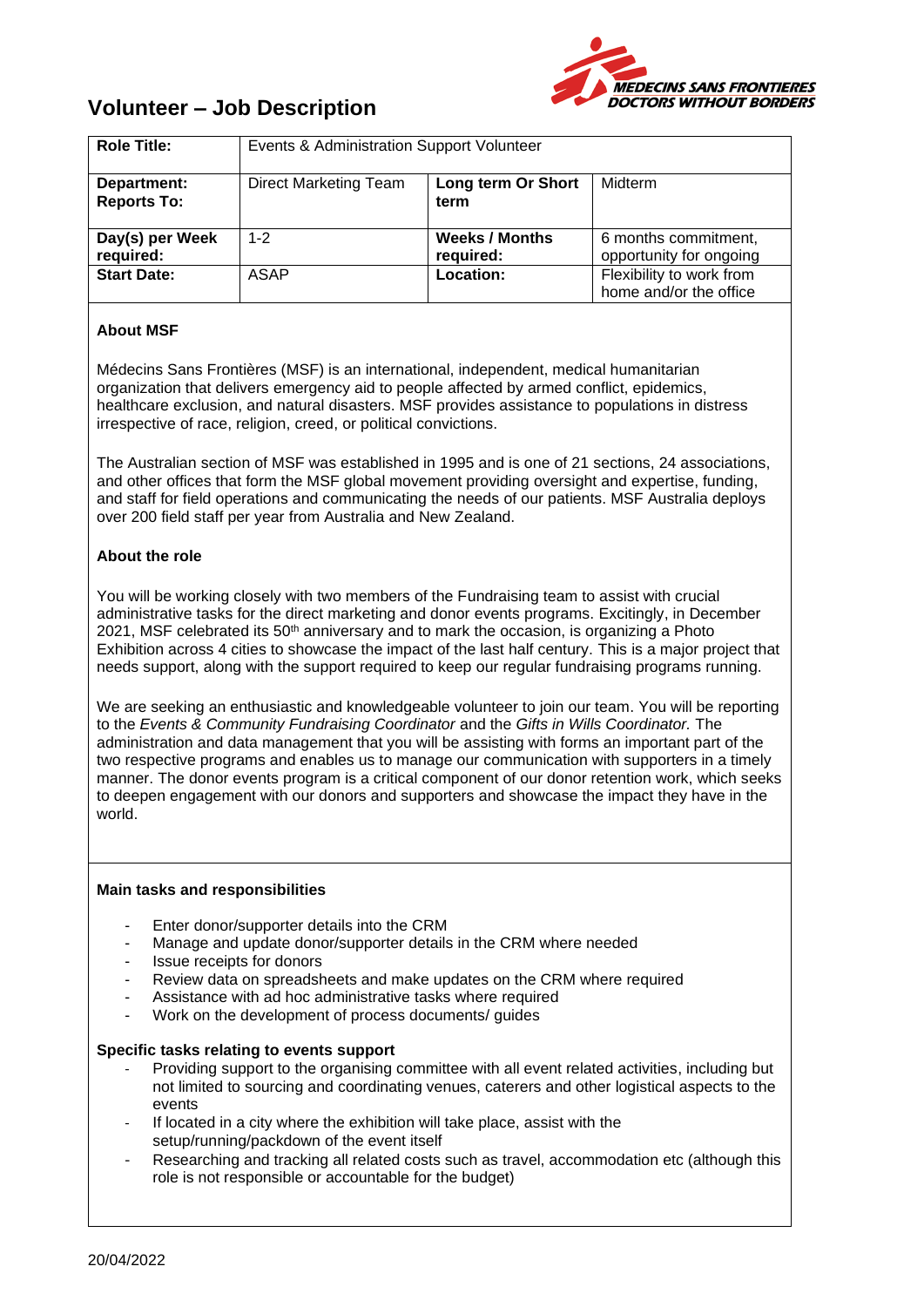# Volunteer – Job Description

MEDECINS SANS FRONTIERES
DOCTORS WITHOUT BORDERS

| Role Title: | Events & Administration Support Volunteer | | |
|---|---|---|---|
| **Department: Reports To:** | Direct Marketing Team | **Long term Or Short term** | Midterm |
| **Day(s) per Week required:** | 1-2 | **Weeks / Months required:** | 6 months commitment, opportunity for ongoing |
| **Start Date:** | ASAP | **Location:** | Flexibility to work from home and/or the office |

**About MSF**

Médecins Sans Frontières (MSF) is an international, independent, medical humanitarian organization that delivers emergency aid to people affected by armed conflict, epidemics, healthcare exclusion, and natural disasters. MSF provides assistance to populations in distress irrespective of race, religion, creed, or political convictions.

The Australian section of MSF was established in 1995 and is one of 21 sections, 24 associations, and other offices that form the MSF global movement providing oversight and expertise, funding, and staff for field operations and communicating the needs of our patients. MSF Australia deploys over 200 field staff per year from Australia and New Zealand.

**About the role**

You will be working closely with two members of the Fundraising team to assist with crucial administrative tasks for the direct marketing and donor events programs. Excitingly, in December 2021, MSF celebrated its 50th anniversary and to mark the occasion, is organizing a Photo Exhibition across 4 cities to showcase the impact of the last half century. This is a major project that needs support, along with the support required to keep our regular fundraising programs running.

We are seeking an enthusiastic and knowledgeable volunteer to join our team. You will be reporting to the *Events & Community Fundraising Coordinator* and the *Gifts in Wills Coordinator.* The administration and data management that you will be assisting with forms an important part of the two respective programs and enables us to manage our communication with supporters in a timely manner. The donor events program is a critical component of our donor retention work, which seeks to deepen engagement with our donors and supporters and showcase the impact they have in the world.

**Main tasks and responsibilities**

- Enter donor/supporter details into the CRM
- Manage and update donor/supporter details in the CRM where needed
- Issue receipts for donors
- Review data on spreadsheets and make updates on the CRM where required
- Assistance with ad hoc administrative tasks where required
- Work on the development of process documents/ guides

**Specific tasks relating to events support**

- Providing support to the organising committee with all event related activities, including but not limited to sourcing and coordinating venues, caterers and other logistical aspects to the events
- If located in a city where the exhibition will take place, assist with the setup/running/packdown of the event itself
- Researching and tracking all related costs such as travel, accommodation etc (although this role is not responsible or accountable for the budget)

20/04/2022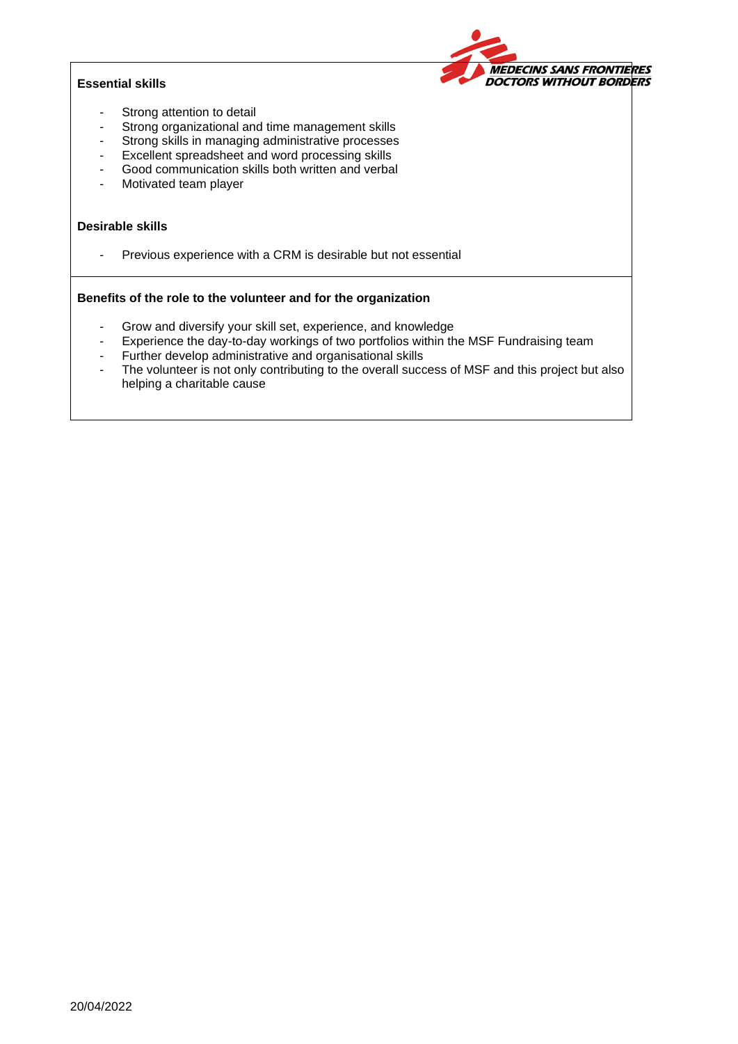**Essential skills**

- Strong attention to detail
- Strong organizational and time management skills
- Strong skills in managing administrative processes
- Excellent spreadsheet and word processing skills
- Good communication skills both written and verbal
- Motivated team player

**Desirable skills**

- Previous experience with a CRM is desirable but not essential

**Benefits of the role to the volunteer and for the organization**

- Grow and diversify your skill set, experience, and knowledge
- Experience the day-to-day workings of two portfolios within the MSF Fundraising team
- Further develop administrative and organisational skills
- The volunteer is not only contributing to the overall success of MSF and this project but also helping a charitable cause

20/04/2022